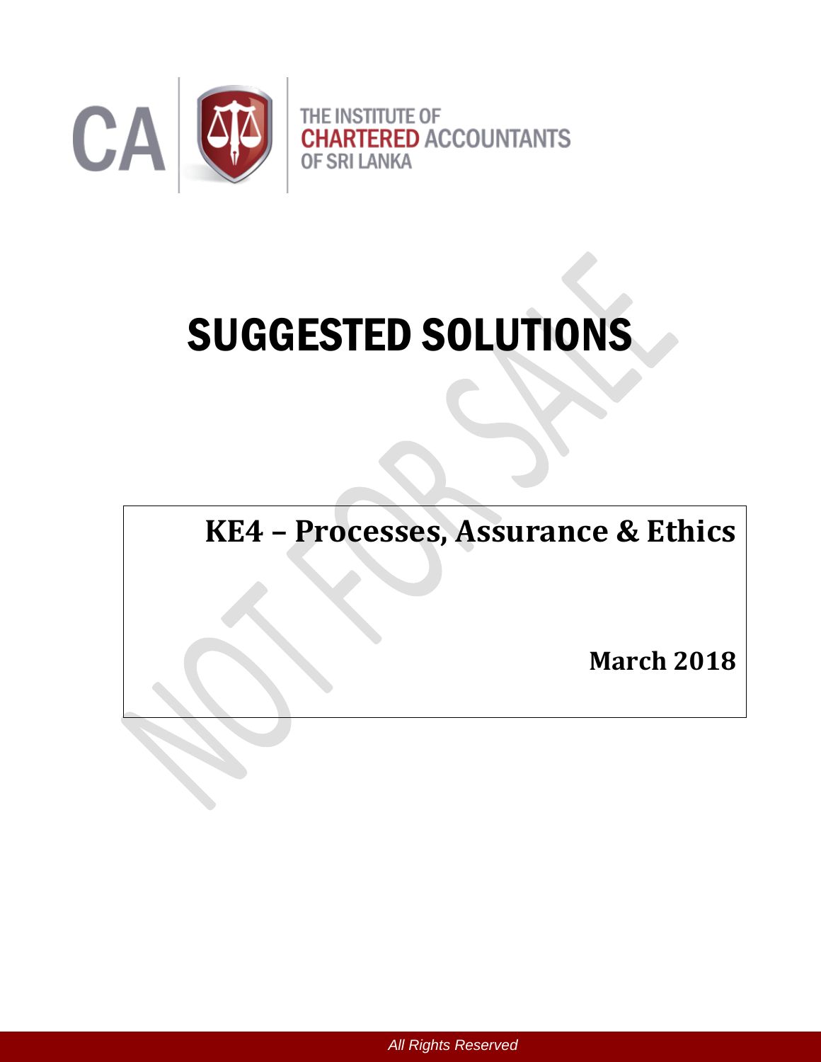THE INSTITUTE OF CHARTERED ACCOUNTANTS OF SRI LANKA

# SUGGESTED SOLUTIONS

## KE4 – Processes, Assurance & Ethics

**March 2018**

*All Rights Reserved*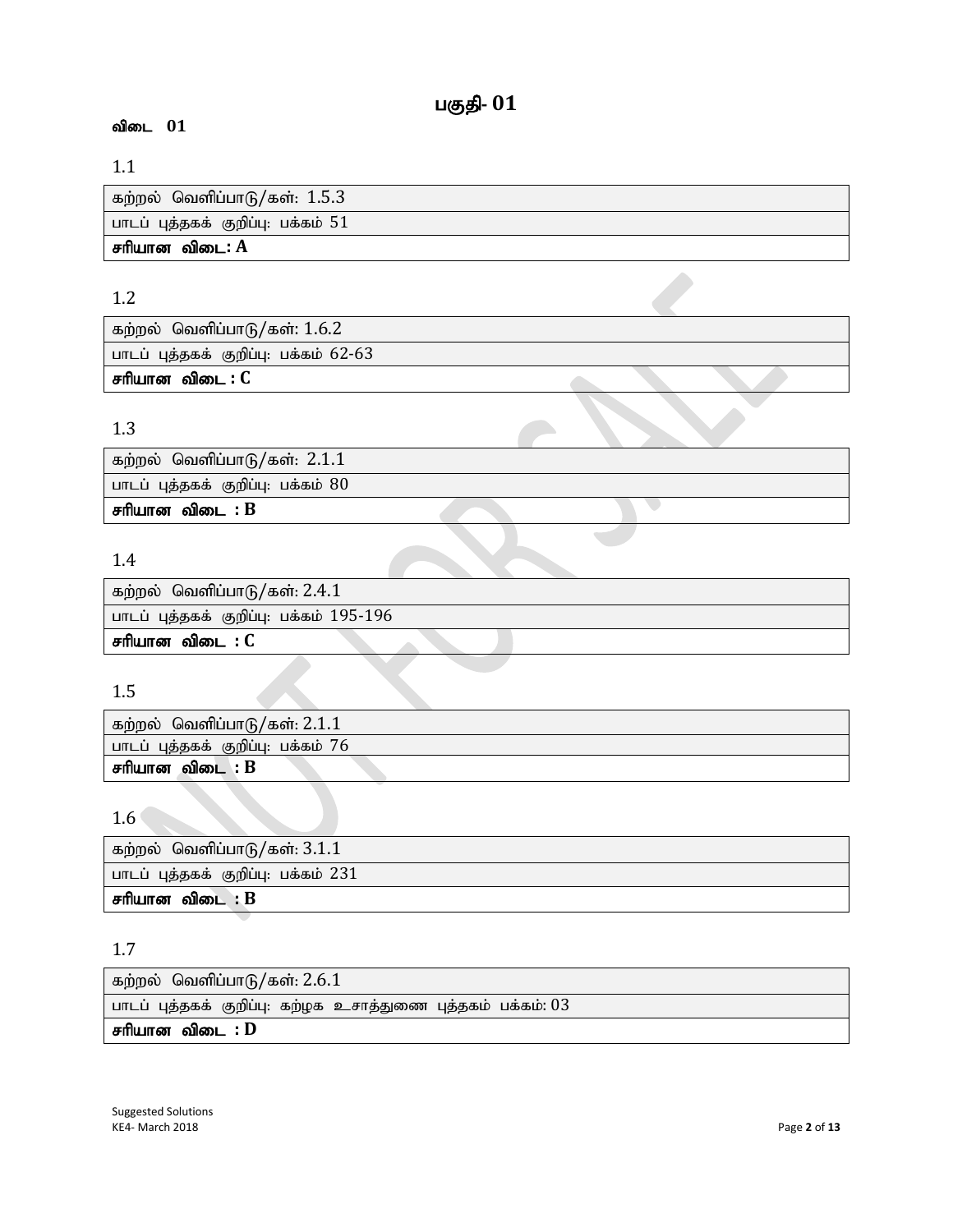# பகுதி- 01

**விடை 01**

1.1

| கற்றல் வெளிப்பாடு/கள்: 1.5.3 |
| --- |
| பாடப் புத்தகக் குறிப்பு: பக்கம் 51 |
| **சரியான விடை: A** |

1.2

| கற்றல் வெளிப்பாடு/கள்: 1.6.2 |
| --- |
| பாடப் புத்தகக் குறிப்பு: பக்கம் 62-63 |
| **சரியான விடை : C** |

1.3

| கற்றல் வெளிப்பாடு/கள்: 2.1.1 |
| --- |
| பாடப் புத்தகக் குறிப்பு: பக்கம் 80 |
| **சரியான விடை : B** |

1.4

| கற்றல் வெளிப்பாடு/கள்: 2.4.1 |
| --- |
| பாடப் புத்தகக் குறிப்பு: பக்கம் 195-196 |
| **சரியான விடை : C** |

1.5

| கற்றல் வெளிப்பாடு/கள்: 2.1.1 |
| --- |
| பாடப் புத்தகக் குறிப்பு: பக்கம் 76 |
| **சரியான விடை : B** |

1.6

| கற்றல் வெளிப்பாடு/கள்: 3.1.1 |
| --- |
| பாடப் புத்தகக் குறிப்பு: பக்கம் 231 |
| **சரியான விடை : B** |

1.7

| கற்றல் வெளிப்பாடு/கள்: 2.6.1 |
| --- |
| பாடப் புத்தகக் குறிப்பு: கற்ழக உசாத்துணை புத்தகம் பக்கம்: 03 |
| **சரியான விடை : D** |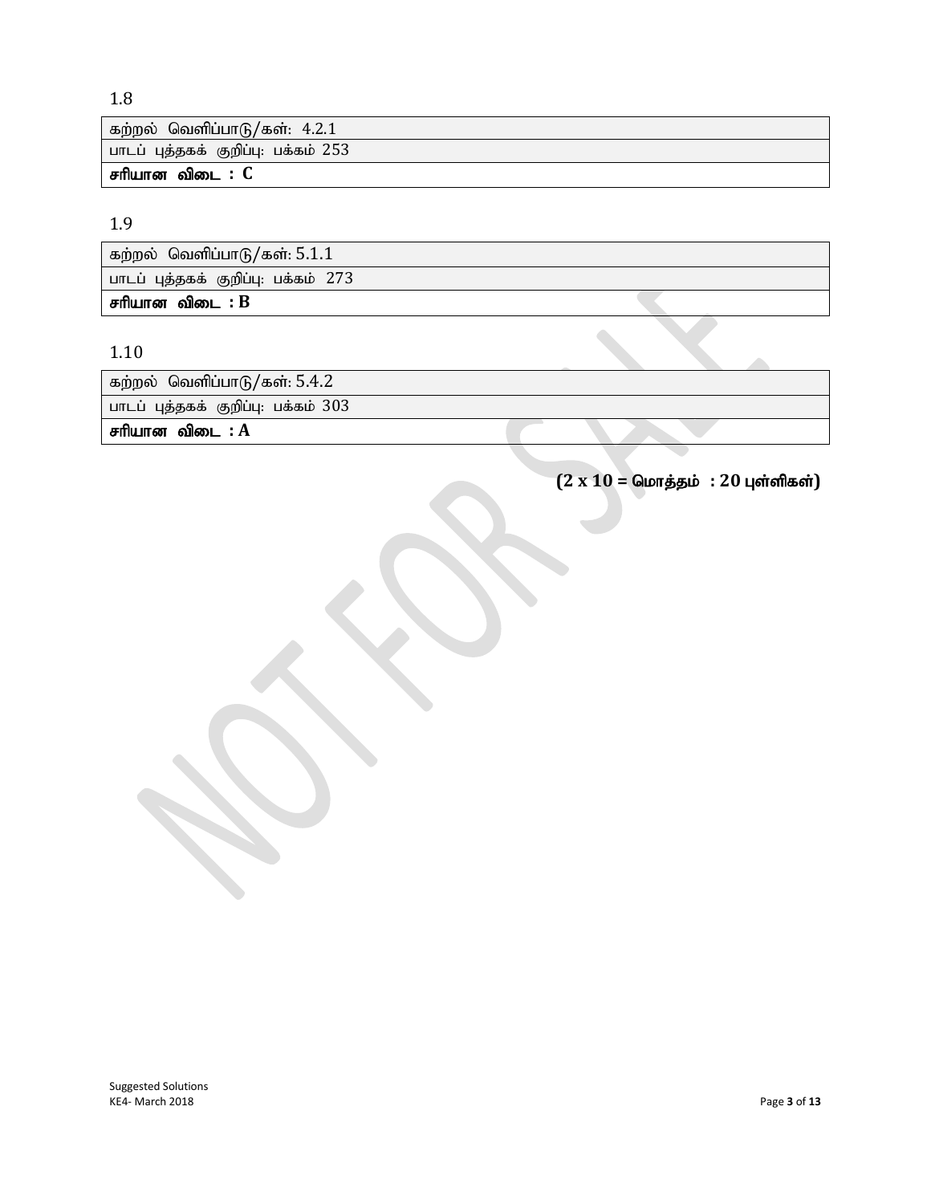1.8

| கற்றல் வெளிப்பாடு/கள்: 4.2.1 |
|---|
| பாடப் புத்தகக் குறிப்பு: பக்கம் 253 |
| **சரியான விடை : C** |

1.9

| கற்றல் வெளிப்பாடு/கள்: 5.1.1 |
|---|
| பாடப் புத்தகக் குறிப்பு: பக்கம் 273 |
| **சரியான விடை : B** |

1.10

| கற்றல் வெளிப்பாடு/கள்: 5.4.2 |
|---|
| பாடப் புத்தகக் குறிப்பு: பக்கம் 303 |
| **சரியான விடை : A** |

**(2 x 10 = மொத்தம் : 20 புள்ளிகள்)**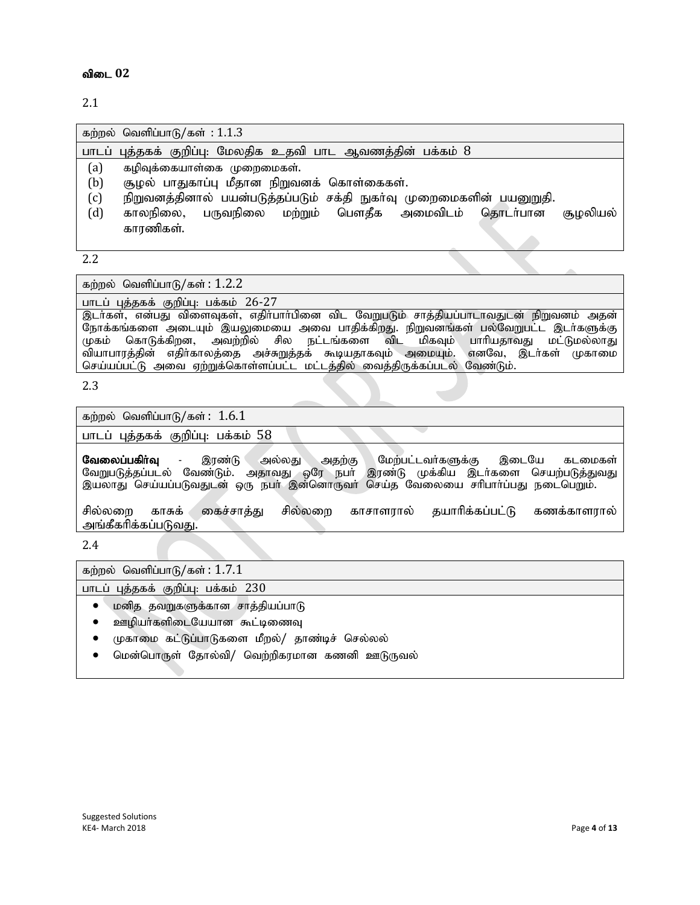**விடை 02**

2.1

| கற்றல் வெளிப்பாடு/கள் : 1.1.3 |
|---|
| பாடப் புத்தகக் குறிப்பு: மேலதிக உதவி பாட ஆவணத்தின் பக்கம் 8 |
| (a) கழிவுக்கையாள்கை முறைமைகள்.<br>(b) சூழல் பாதுகாப்பு மீதான நிறுவனக் கொள்கைகள்.<br>(c) நிறுவனத்தினால் பயன்படுத்தப்படும் சக்தி நுகர்வு முறைமைகளின் பயனுறுதி.<br>(d) காலநிலை, பருவநிலை மற்றும் பௌதீக அமைவிடம் தொடர்பான சூழலியல் காரணிகள். |

2.2

| கற்றல் வெளிப்பாடு/கள் : 1.2.2 |
|---|
| பாடப் புத்தகக் குறிப்பு: பக்கம் 26-27 |
| இடர்கள், என்பது விளைவுகள், எதிர்பார்ப்பினை விட வேறுபடும் சாத்தியப்பாடாவதுடன் நிறுவனம் அதன் நோக்கங்களை அடையும் இயலுமையை அவை பாதிக்கிறது. நிறுவனங்கள் பல்வேறுபட்ட இடர்களுக்கு முகம் கொடுக்கிறன, அவற்றில் சில நட்டங்களை விட மிகவும் பாரியதாவது மட்டுமல்லாது வியாபாரத்தின் எதிர்காலத்தை அச்சுறுத்தக் கூடியதாகவும் அமையும். எனவே, இடர்கள் முகாமை செய்யப்பட்டு அவை ஏற்றுக்கொள்ளப்பட்ட மட்டத்தில் வைத்திருக்கப்படல் வேண்டும். |

2.3

| கற்றல் வெளிப்பாடு/கள் : 1.6.1 |
|---|
| பாடப் புத்தகக் குறிப்பு: பக்கம் 58 |
| **வேலைப்பகிர்வு** - இரண்டு அல்லது அதற்கு மேற்பட்டவர்களுக்கு இடையே கடமைகள் வேறுபடுத்தப்படல் வேண்டும். அதாவது ஒரே நபர் இரண்டு முக்கிய இடர்களை செயற்படுத்துவது இயலாது செய்யப்படுவதுடன் ஒரு நபர் இன்னொருவர் செய்த வேலையை சரிபார்ப்பது நடைபெறும்.<br><br>சில்லறை காசுக் கைச்சாத்து சில்லறை காசாளரால் தயாரிக்கப்பட்டு கணக்காளரால் அங்கீகரிக்கப்படுவது. |

2.4

| கற்றல் வெளிப்பாடு/கள் : 1.7.1 |
|---|
| பாடப் புத்தகக் குறிப்பு: பக்கம் 230 |
| • மனித தவறுகளுக்கான சாத்தியப்பாடு<br>• ஊழியர்களிடையேயான கூட்டிணைவு<br>• முகாமை கட்டுப்பாடுகளை மீறல்/ தாண்டிச் செல்லல்<br>• மென்பொருள் தோல்வி/ வெற்றிகரமான கணனி ஊடுருவல் |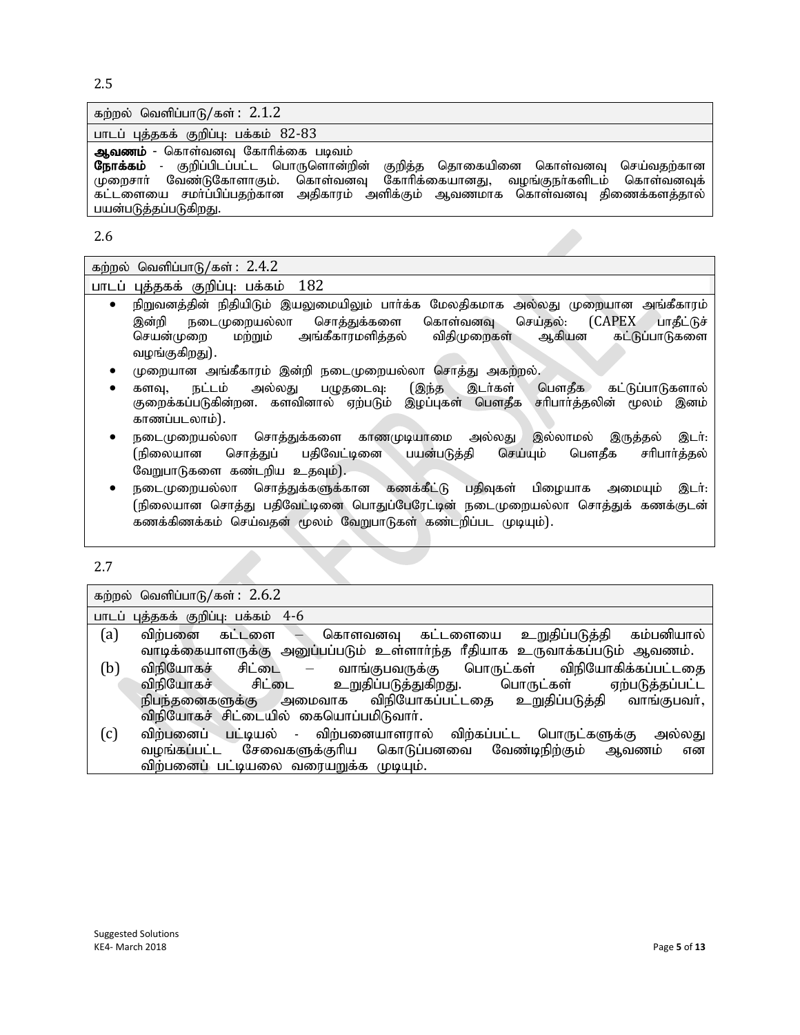2.5

| கற்றல் வெளிப்பாடு/கள் : 2.1.2 |
|---|
| பாடப் புத்தகக் குறிப்பு: பக்கம் 82-83 |
| **ஆவணம்** - கொள்வனவு கோரிக்கை படிவம்<br>**நோக்கம்** - குறிப்பிடப்பட்ட பொருளொன்றின் குறித்த தொகையினை கொள்வனவு செய்வதற்கான முறைசார் வேண்டுகோளாகும். கொள்வனவு கோரிக்கையானது, வழங்குநர்களிடம் கொள்வனவுக் கட்டளையை சமர்ப்பிப்பதற்கான அதிகாரம் அளிக்கும் ஆவணமாக கொள்வனவு திணைக்களத்தால் பயன்படுத்தப்படுகிறது. |

2.6

| கற்றல் வெளிப்பாடு/கள் : 2.4.2 |
|---|
| பாடப் புத்தகக் குறிப்பு: பக்கம் 182 |
| • நிறுவனத்தின் நிதியிடும் இயலுமையிலும் பார்க்க மேலதிகமாக அல்லது முறையான அங்கீகாரம் இன்றி நடைமுறையல்லா சொத்துக்களை கொள்வனவு செய்தல்: (CAPEX பாதீட்டுச் செயன்முறை மற்றும் அங்கீகாரமளித்தல் விதிமுறைகள் ஆகியன கட்டுப்பாடுகளை வழங்குகிறது).<br>• முறையான அங்கீகாரம் இன்றி நடைமுறையல்லா சொத்து அகற்றல்.<br>• களவு, நட்டம் அல்லது பழுதடைவு: (இந்த இடர்கள் பௌதீக கட்டுப்பாடுகளால் குறைக்கப்படுகின்றன. களவினால் ஏற்படும் இழப்புகள் பௌதீக சரிபார்த்தலின் மூலம் இனம் காணப்படலாம்).<br>• நடைமுறையல்லா சொத்துக்களை காணமுடியாமை அல்லது இல்லாமல் இருத்தல் இடர்: (நிலையான சொத்துப் பதிவேட்டினை பயன்படுத்தி செய்யும் பௌதீக சரிபார்த்தல் வேறுபாடுகளை கண்டறிய உதவும்).<br>• நடைமுறையல்லா சொத்துக்களுக்கான கணக்கீட்டு பதிவுகள் பிழையாக அமையும் இடர்: (நிலையான சொத்து பதிவேட்டினை பொதுப்பேரேட்டின் நடைமுறையல்லா சொத்துக் கணக்குடன் கணக்கிணக்கம் செய்வதன் மூலம் வேறுபாடுகள் கண்டறிப்பட முடியும்). |

2.7

| கற்றல் வெளிப்பாடு/கள் : 2.6.2 |
|---|
| பாடப் புத்தகக் குறிப்பு: பக்கம் 4-6 |
| (a) விற்பனை கட்டளை – கொளவனவு கட்டளையை உறுதிப்படுத்தி கம்பனியால் வாடிக்கையாளருக்கு அனுப்பப்படும் உள்ளார்ந்த ரீதியாக உருவாக்கப்படும் ஆவணம்.<br>(b) விநியோகச் சிட்டை – வாங்குபவருக்கு பொருட்கள் விநியோகிக்கப்பட்டதை விநியோகச் சிட்டை உறுதிப்படுத்துகிறது. பொருட்கள் ஏற்படுத்தப்பட்ட நிபந்தனைகளுக்கு அமைவாக விநியோகப்பட்டதை உறுதிப்படுத்தி வாங்குபவர், விநியோகச் சிட்டையில் கையொப்பமிடுவார்.<br>(c) விற்பனைப் பட்டியல் - விற்பனையாளரால் விற்கப்பட்ட பொருட்களுக்கு அல்லது வழங்கப்பட்ட சேவைகளுக்குரிய கொடுப்பனவை வேண்டிநிற்கும் ஆவணம் என விற்பனைப் பட்டியலை வரையறுக்க முடியும். |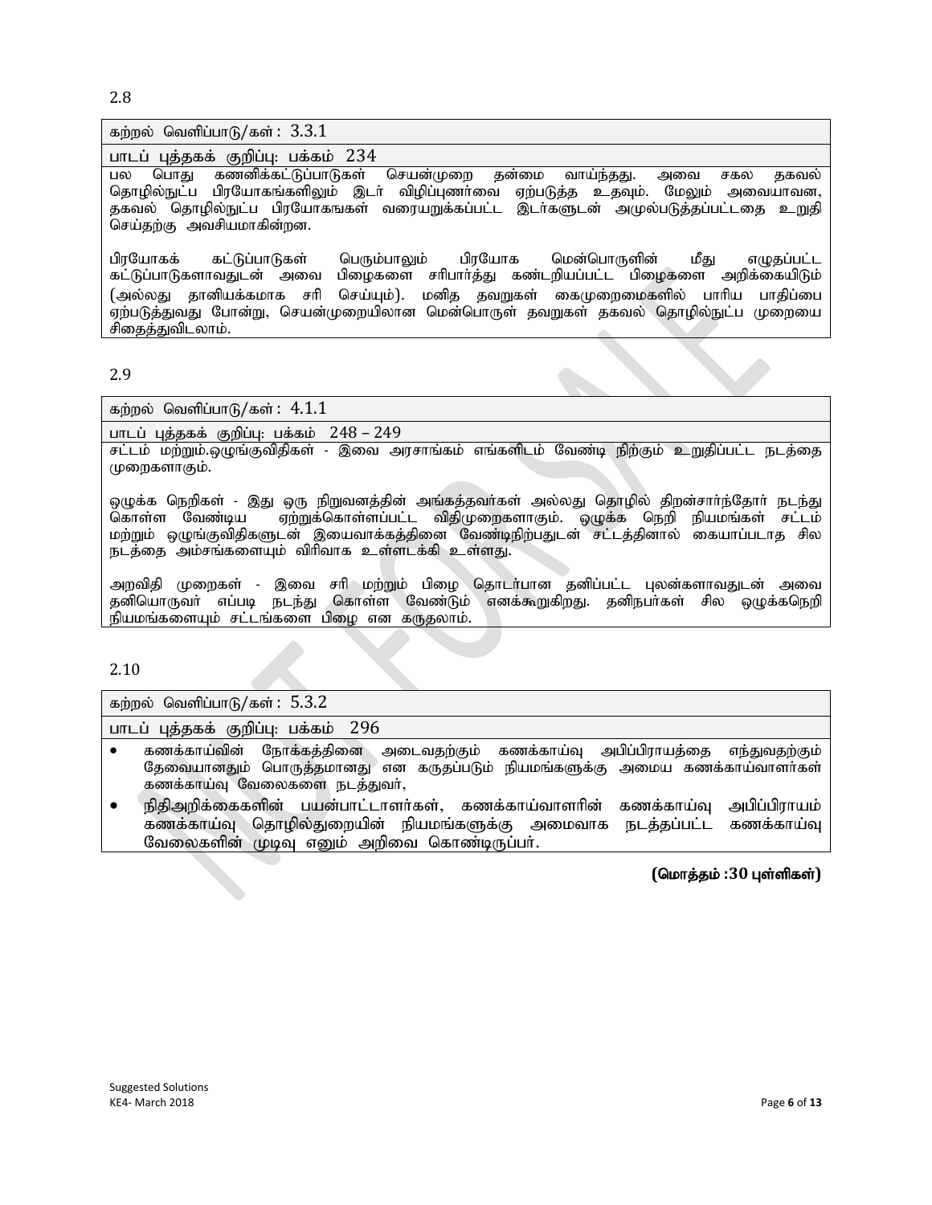2.8

கற்றல் வெளிப்பாடு/கள் : 3.3.1

பாடப் புத்தகக் குறிப்பு: பக்கம் 234

பல பொது கணனிக்கட்டுப்பாடுகள் செயன்முறை தன்மை வாய்ந்தது. அவை சகல தகவல் தொழில்நுட்ப பிரயோகங்களிலும் இடர் விழிப்புணர்வை ஏற்படுத்த உதவும். மேலும் அவையாவன, தகவல் தொழில்நுட்ப பிரயோகங்கள் வரையறுக்கப்பட்ட இடர்களுடன் அமுல்படுத்தப்பட்டதை உறுதி செய்தற்கு அவசியமாகின்றன.

பிரயோகக் கட்டுப்பாடுகள் பெரும்பாலும் பிரயோக மென்பொருளின் மீது எழுதப்பட்ட கட்டுப்பாடுகளாவதுடன் அவை பிழைகளை சரிபார்த்து கண்டறியப்பட்ட பிழைகளை அறிக்கையிடும் (அல்லது தானியக்கமாக சரி செய்யும்). மனித தவறுகள் கைமுறைமைகளில் பாரிய பாதிப்பை ஏற்படுத்துவது போன்று, செயன்முறையிலான மென்பொருள் தவறுகள் தகவல் தொழில்நுட்ப முறையை சிதைத்துவிடலாம்.

2.9

கற்றல் வெளிப்பாடு/கள் : 4.1.1

பாடப் புத்தகக் குறிப்பு: பக்கம் 248 – 249

சட்டம் மற்றும்.ஒழுங்குவிதிகள் - இவை அரசாங்கம் எங்களிடம் வேண்டி நிற்கும் உறுதிப்பட்ட நடத்தை முறைகளாகும்.

ஒழுக்க நெறிகள் - இது ஒரு நிறுவனத்தின் அங்கத்தவர்கள் அல்லது தொழில் திறன்சார்ந்தோர் நடந்து கொள்ள வேண்டிய ஏற்றுக்கொள்ளப்பட்ட விதிமுறைகளாகும். ஒழுக்க நெறி நியமங்கள் சட்டம் மற்றும் ஒழுங்குவிதிகளுடன் இயைவாக்கத்தினை வேண்டிநிற்பதுடன் சட்டத்தினால் கையாப்படாத சில நடத்தை அம்சங்களையும் விரிவாக உள்ளடக்கி உள்ளது.

அறவிதி முறைகள் - இவை சரி மற்றும் பிழை தொடர்பான தனிப்பட்ட புலன்களாவதுடன் அவை தனியொருவர் எப்படி நடந்து கொள்ள வேண்டும் எனக்கூறுகிறது. தனிநபர்கள் சில ஒழுக்கநெறி நியமங்களையும் சட்டங்களை பிழை என கருதலாம்.

2.10

கற்றல் வெளிப்பாடு/கள் : 5.3.2

பாடப் புத்தகக் குறிப்பு: பக்கம் 296

- கணக்காய்வின் நோக்கத்தினை அடைவதற்கும் கணக்காய்வு அபிப்பிராயத்தை எந்துவதற்கும் தேவையானதும் பொருத்தமானது என கருதப்படும் நியமங்களுக்கு அமைய கணக்காய்வாளர்கள் கணக்காய்வு வேலைகளை நடத்துவர்,
- நிதிஅறிக்கைகளின் பயன்பாட்டாளர்கள், கணக்காய்வாளரின் கணக்காய்வு அபிப்பிராயம் கணக்காய்வு தொழில்துறையின் நியமங்களுக்கு அமைவாக நடத்தப்பட்ட கணக்காய்வு வேலைகளின் முடிவு எனும் அறிவை கொண்டிருப்பர்.

**(மொத்தம் :30 புள்ளிகள்)**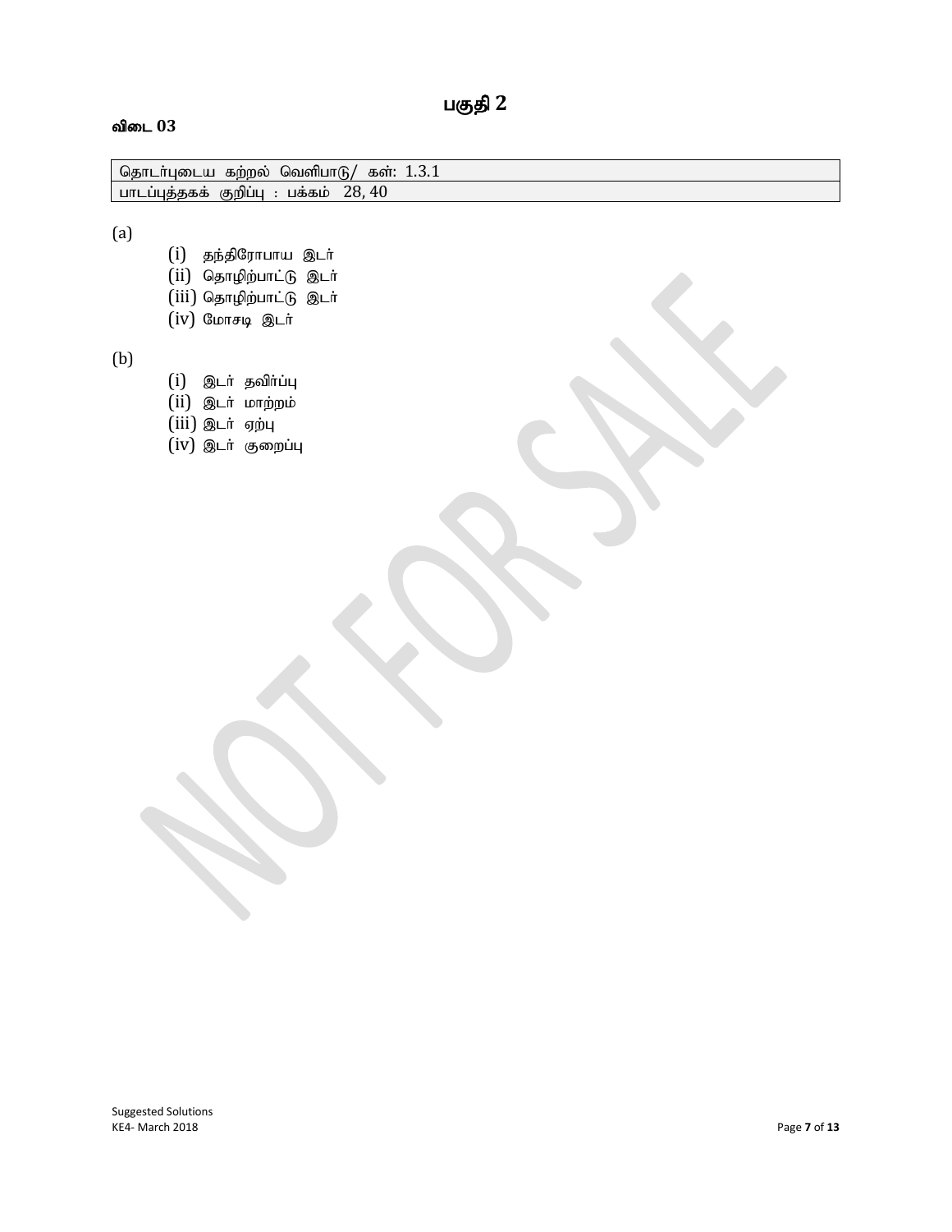## பகுதி 2

**விடை 03**

| தொடர்புடைய கற்றல் வெளிபாடு/ கள்: 1.3.1 |
| --- |
| பாடப்புத்தகக் குறிப்பு : பக்கம் 28, 40 |

(a)

- (i) தந்திரோபாய இடர்
- (ii) தொழிற்பாட்டு இடர்
- (iii) தொழிற்பாட்டு இடர்
- (iv) மோசடி இடர்

(b)

- (i) இடர் தவிர்ப்பு
- (ii) இடர் மாற்றம்
- (iii) இடர் ஏற்பு
- (iv) இடர் குறைப்பு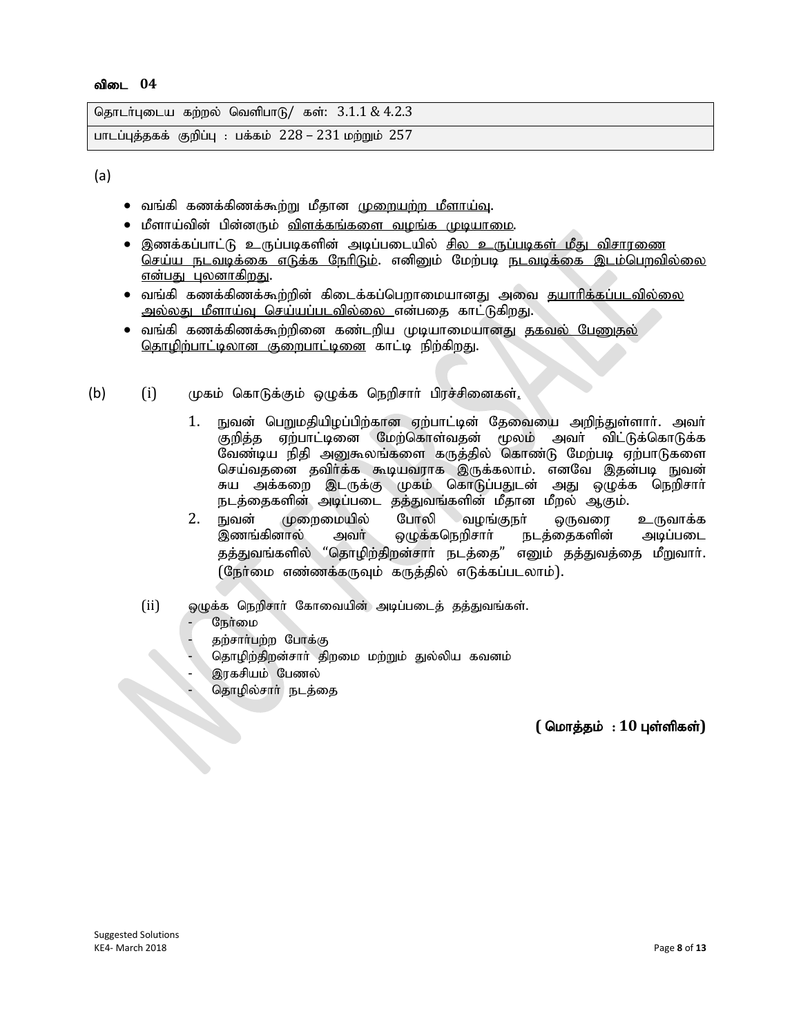**விடை 04**

| தொடர்புடைய கற்றல் வெளிபாடு/ கள்: 3.1.1 & 4.2.3 |
|---|
| பாடப்புத்தகக் குறிப்பு : பக்கம் 228 – 231 மற்றும் 257 |

(a)

- வங்கி கணக்கிணக்கூற்று மீதான முறையற்ற மீளாய்வு.
- மீளாய்வின் பின்னரும் விளக்கங்களை வழங்க முடியாமை.
- இணக்கப்பாட்டு உருப்படிகளின் அடிப்படையில் சில உருப்படிகள் மீது விசாரணை செய்ய நடவடிக்கை எடுக்க நேரிடும். எனினும் மேற்படி நடவடிக்கை இடம்பெறவில்லை என்பது புலனாகிறது.
- வங்கி கணக்கிணக்கூற்றின் கிடைக்கப்பெறாமையானது அவை தயாரிக்கப்படவில்லை அல்லது மீளாய்வு செய்யப்படவில்லை என்பதை காட்டுகிறது.
- வங்கி கணக்கிணக்கூற்றினை கண்டறிய முடியாமையானது தகவல் பேணுதல் தொழிற்பாட்டிலான குறைபாட்டினை காட்டி நிற்கிறது.

(b) (i) முகம் கொடுக்கும் ஒழுக்க நெறிசார் பிரச்சினைகள்.

1. நுவன் பெறுமதியிழப்பிற்கான ஏற்பாட்டின் தேவையை அறிந்துள்ளார். அவர் குறித்த ஏற்பாட்டினை மேற்கொள்வதன் மூலம் அவர் விட்டுக்கொடுக்க வேண்டிய நிதி அனுகூலங்களை கருத்தில் கொண்டு மேற்படி ஏற்பாடுகளை செய்வதனை தவிர்க்க கூடியவராக இருக்கலாம். எனவே இதன்படி நுவன் சுய அக்கறை இடருக்கு முகம் கொடுப்பதுடன் அது ஒழுக்க நெறிசார் நடத்தைகளின் அடிப்படை தத்துவங்களின் மீதான மீறல் ஆகும்.
2. நுவன் முறைமையில் போலி வழங்குநர் ஒருவரை உருவாக்க இணங்கினால் அவர் ஒழுக்கநெறிசார் நடத்தைகளின் அடிப்படை தத்துவங்களில் "தொழிற்திறன்சார் நடத்தை" எனும் தத்துவத்தை மீறுவார். (நேர்மை எண்ணக்கருவும் கருத்தில் எடுக்கப்படலாம்).

(ii) ஒழுக்க நெறிசார் கோவையின் அடிப்படைத் தத்துவங்கள்.

- நேர்மை
- தற்சார்பற்ற போக்கு
- தொழிற்திறன்சார் திறமை மற்றும் துல்லிய கவனம்
- இரகசியம் பேணல்
- தொழில்சார் நடத்தை

**( மொத்தம் : 10 புள்ளிகள்)**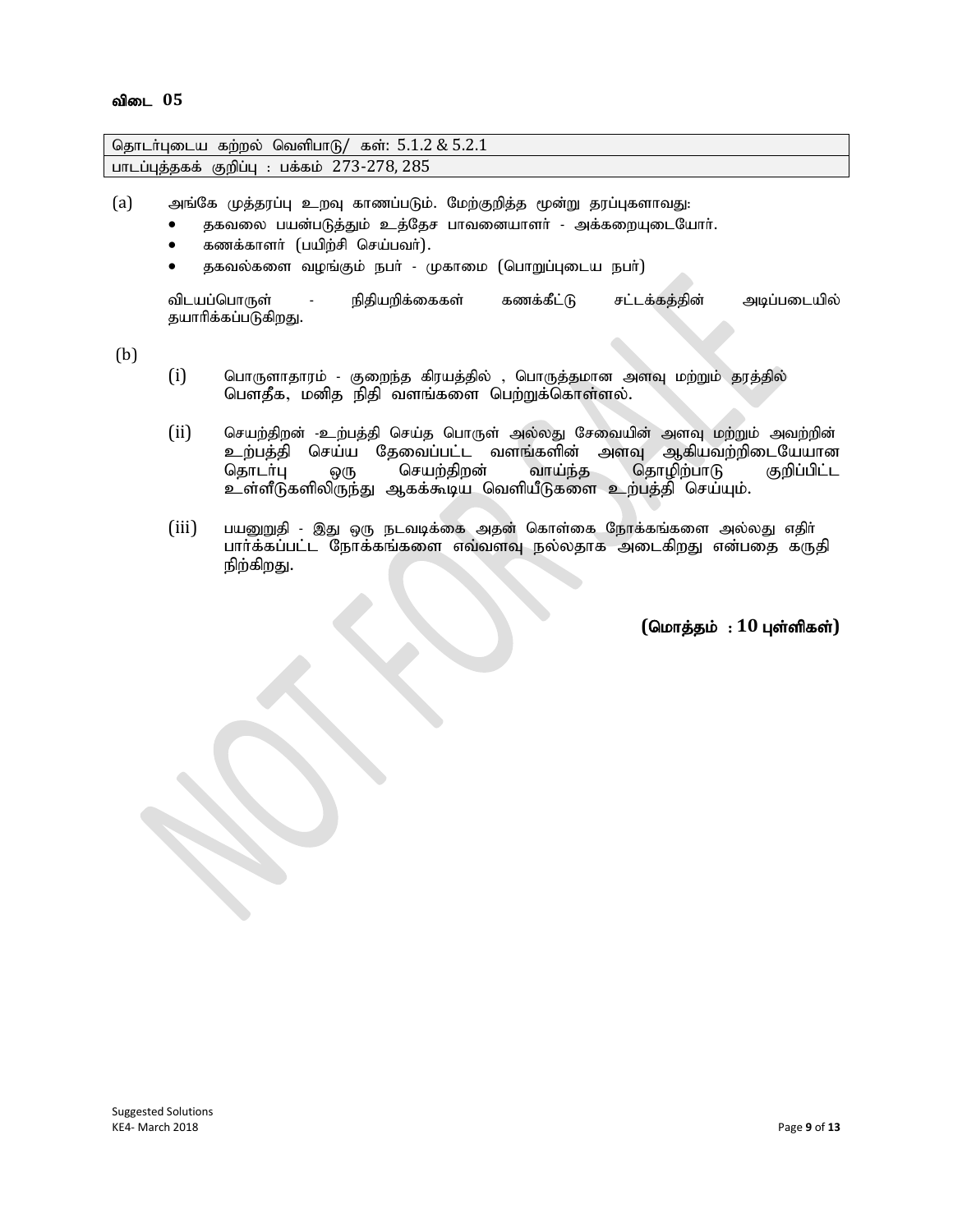**விடை 05**

| தொடர்புடைய கற்றல் வெளிபாடு/ கள்: 5.1.2 & 5.2.1 |
| --- |
| பாடப்புத்தகக் குறிப்பு : பக்கம் 273-278, 285 |

(a) அங்கே முத்தரப்பு உறவு காணப்படும். மேற்குறித்த மூன்று தரப்புகளாவது:

- தகவலை பயன்படுத்தும் உத்தேச பாவனையாளர் - அக்கறையுடையோர்.
- கணக்காளர் (பயிற்சி செய்பவர்).
- தகவல்களை வழங்கும் நபர் - முகாமை (பொறுப்புடைய நபர்)

விடயப்பொருள் - நிதியறிக்கைகள் கணக்கீட்டு சட்டக்கத்தின் அடிப்படையில் தயாரிக்கப்படுகிறது.

(b)

(i) பொருளாதாரம் - குறைந்த கிரயத்தில் , பொருத்தமான அளவு மற்றும் தரத்தில் பௌதீக, மனித நிதி வளங்களை பெற்றுக்கொள்ளல்.

(ii) செயற்திறன் -உற்பத்தி செய்த பொருள் அல்லது சேவையின் அளவு மற்றும் அவற்றின் உற்பத்தி செய்ய தேவைப்பட்ட வளங்களின் அளவு ஆகியவற்றிடையேயான தொடர்பு ஒரு செயற்திறன் வாய்ந்த தொழிற்பாடு குறிப்பிட்ட உள்ளீடுகளிலிருந்து ஆகக்கூடிய வெளியீடுகளை உற்பத்தி செய்யும்.

(iii) பயனுறுதி - இது ஒரு நடவடிக்கை அதன் கொள்கை நோக்கங்களை அல்லது எதிர் பார்க்கப்பட்ட நோக்கங்களை எவ்வளவு நல்லதாக அடைகிறது என்பதை கருதி நிற்கிறது.

**(மொத்தம் : 10 புள்ளிகள்)**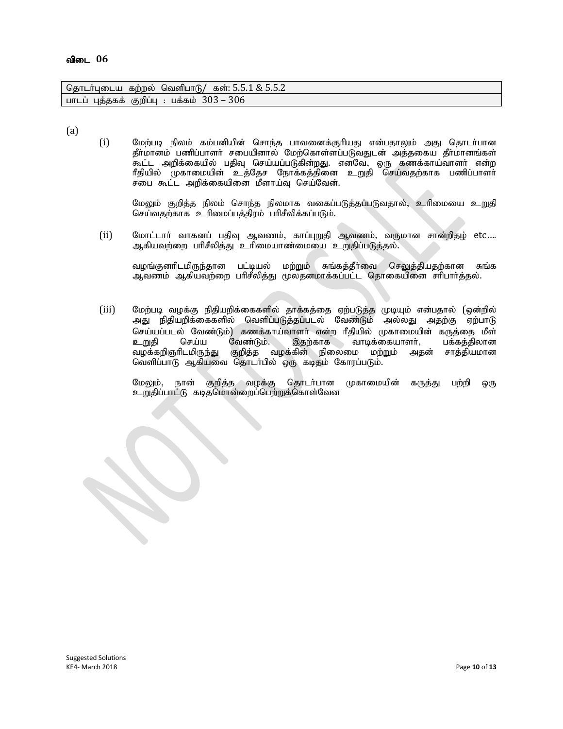## விடை 06

| தொடர்புடைய கற்றல் வெளிபாடு/ கள்: 5.5.1 & 5.5.2 |
|---|
| பாடப் புத்தகக் குறிப்பு : பக்கம் 303 – 306 |

(a)

(i) மேற்படி நிலம் கம்பனியின் சொந்த பாவனைக்குரியது என்பதாலும் அது தொடர்பான தீர்மானம் பணிப்பாளர் சபையினால் மேற்கொள்ளப்படுவதுடன் அத்தகைய தீர்மானங்கள் கூட்ட அறிக்கையில் பதிவு செய்யப்படுகின்றது. எனவே, ஒரு கணக்காய்வாளர் என்ற ரீதியில் முகாமையின் உத்தேச நோக்கத்தினை உறுதி செய்வதற்காக பணிப்பாளர் சபை கூட்ட அறிக்கையினை மீளாய்வு செய்வேன்.

மேலும் குறித்த நிலம் சொந்த நிலமாக வகைப்படுத்தப்படுவதால், உரிமையை உறுதி செய்வதற்காக உரிமைப்பத்திரம் பரிசீலிக்கப்படும்.

(ii) மோட்டார் வாகனப் பதிவு ஆவணம், காப்புறுதி ஆவணம், வருமான சான்றிதழ் etc.... ஆகியவற்றை பரிசீலித்து உரிமையாண்மையை உறுதிப்படுத்தல்.

வழங்குனரிடமிருந்தான பட்டியல் மற்றும் சுங்கத்தீர்வை செலுத்தியதற்கான சுங்க ஆவணம் ஆகியவற்றை பரிசீலித்து மூலதனமாக்கப்பட்ட தொகையினை சரிபார்த்தல்.

(iii) மேற்படி வழக்கு நிதியறிக்கைகளில் தாக்கத்தை ஏற்படுத்த முடியும் என்பதால் (ஒன்றில் அது நிதியறிக்கைகளில் வெளிப்படுத்தப்படல் வேண்டும் அல்லது அதற்கு ஏற்பாடு செய்யப்படல் வேண்டும்) கணக்காய்வாளர் என்ற ரீதியில் முகாமையின் கருத்தை மீள் உறுதி செய்ய வேண்டும். இதற்காக வாடிக்கையாளர், பக்கத்திலான வழக்கறிஞரிடமிருந்து குறித்த வழக்கின் நிலைமை மற்றும் அதன் சாத்தியமான வெளிப்பாடு ஆகியவை தொடர்பில் ஒரு கடிதம் கோரப்படும்.

மேலும், நான் குறித்த வழக்கு தொடர்பான முகாமையின் கருத்து பற்றி ஒரு உறுதிப்பாட்டு கடிதமொன்றைப்பெற்றுக்கொள்வேன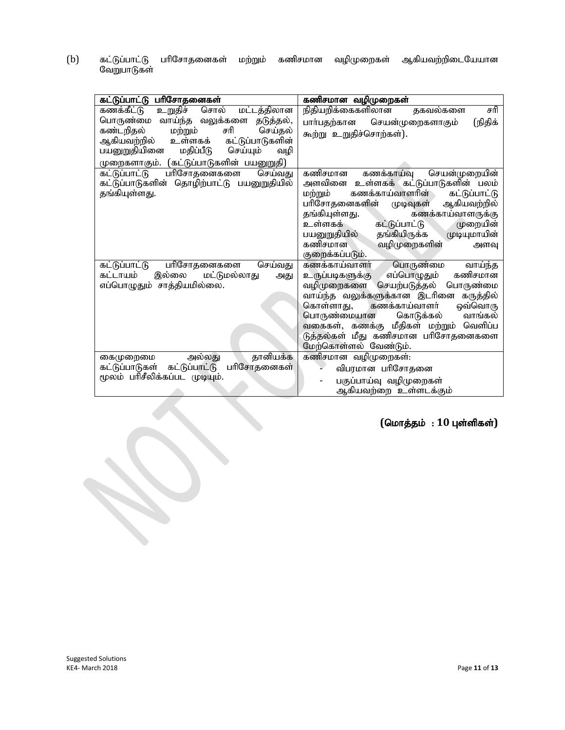(b) கட்டுப்பாட்டு பரிசோதனைகள் மற்றும் கணிசமான வழிமுறைகள் ஆகியவற்றிடையேயான வேறுபாடுகள்

| **கட்டுப்பாட்டு பரிசோதனைகள்** | **கணிசமான வழிமுறைகள்** |
|---|---|
| கணக்கீட்டு உறுதிச் சொல் மட்டத்திலான பொருண்மை வாய்ந்த வலுக்களை தடுத்தல், கண்டறிதல் மற்றும் சரி செய்தல் ஆகியவற்றில் உள்ளகக் கட்டுப்பாடுகளின் பயனுறுதியினை மதிப்பீடு செய்யும் வழி முறைகளாகும். (கட்டுப்பாடுகளின் பயனுறுதி) | நிதியறிக்கைகளிலான தகவல்களை சரி பார்பதற்கான செயன்முறைகளாகும் (நிதிக் கூற்று உறுதிச்சொற்கள்). |
| கட்டுப்பாட்டு பரிசோதனைகளை செய்வது கட்டுப்பாடுகளின் தொழிற்பாட்டு பயனுறுதியில் தங்கியுள்ளது. | கணிசமான கணக்காய்வு செயன்முறையின் அளவினை உள்ளகக் கட்டுப்பாடுகளின் பலம் மற்றும் கணக்காய்வாளரின் கட்டுப்பாட்டு பரிசோதனைகளின் முடிவுகள் ஆகியவற்றில் தங்கியுள்ளது. கணக்காய்வாளருக்கு உள்ளகக் கட்டுப்பாட்டு முறையின் பயனுறுதியில் தங்கியிருக்க முடியுமாயின் கணிசமான வழிமுறைகளின் அளவு குறைக்கப்படும். |
| கட்டுப்பாட்டு பரிசோதனைகளை செய்வது கட்டாயம் இல்லை மட்டுமல்லாது அது எப்பொழுதும் சாத்தியமில்லை. | கணக்காய்வாளர் பொருண்மை வாய்ந்த உருப்படிகளுக்கு எப்பொழுதும் கணிசமான வழிமுறைகளை செயற்படுத்தல் பொருண்மை வாய்ந்த வலுக்களுக்கான இடரினை கருத்தில் கொள்ளாது, கணக்காய்வாளர் ஒவ்வொரு பொருண்மையான கொடுக்கல் வாங்கல் வகைகள், கணக்கு மீதிகள் மற்றும் வெளிப்ப டுத்தல்கள் மீது கணிசமான பரிசோதனைகளை மேற்கொள்ளல் வேண்டும். |
| கைமுறைமை அல்லது தானியக்க கட்டுப்பாடுகள் கட்டுப்பாட்டு பரிசோதனைகள் மூலம் பரிசீலிக்கப்பட முடியும். | கணிசமான வழிமுறைகள்:<br>- விபரமான பரிசோதனை<br>- பகுப்பாய்வு வழிமுறைகள் ஆகியவற்றை உள்ளடக்கும் |

**(மொத்தம் : 10 புள்ளிகள்)**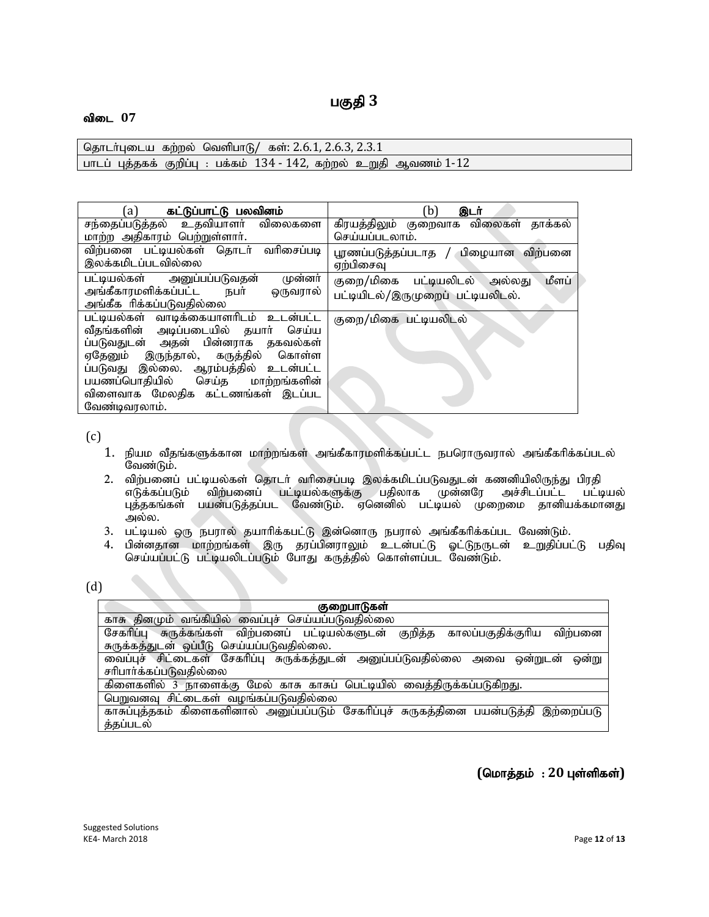# பகுதி 3

**விடை 07**

| தொடர்புடைய கற்றல் வெளிபாடு/ கள்: 2.6.1, 2.6.3, 2.3.1 |
|---|
| பாடப் புத்தகக் குறிப்பு : பக்கம் 134 - 142, கற்றல் உறுதி ஆவணம் 1-12 |

| (a) **கட்டுப்பாட்டு பலவினம்** | (b) **இடர்** |
|---|---|
| சந்தைப்படுத்தல் உதவியாளர் விலைகளை மாற்ற அதிகாரம் பெற்றுள்ளார். | கிரயத்திலும் குறைவாக விலைகள் தாக்கல் செய்யப்படலாம். |
| விற்பனை பட்டியல்கள் தொடர் வரிசைப்படி இலக்கமிடப்படவில்லை | பூரணப்படுத்தப்படாத / பிழையான விற்பனை ஏற்பிசைவு |
| பட்டியல்கள் அனுப்பப்படுவதன் முன்னர் அங்கீகாரமளிக்கப்பட்ட நபர் ஒருவரால் அங்கீக ரிக்கப்படுவதில்லை | குறை/மிகை பட்டியலிடல் அல்லது மீளப் பட்டியிடல்/இருமுறைப் பட்டியலிடல். |
| பட்டியல்கள் வாடிக்கையாளரிடம் உடன்பட்ட வீதங்களின் அடிப்படையில் தயார் செய்ய ப்படுவதுடன் அதன் பின்னராக தகவல்கள் ஏதேனும் இருந்தால், கருத்தில் கொள்ள ப்படுவது இல்லை. ஆரம்பத்தில் உடன்பட்ட பயணப்பொதியில் செய்த மாற்றங்களின் விளைவாக மேலதிக கட்டணங்கள் இடப்பட வேண்டிவரலாம். | குறை/மிகை பட்டியலிடல் |

(c)

1. நியம வீதங்களுக்கான மாற்றங்கள் அங்கீகாரமளிக்கப்பட்ட நபரொருவரால் அங்கீகரிக்கப்படல் வேண்டும்.
2. விற்பனைப் பட்டியல்கள் தொடர் வரிசைப்படி இலக்கமிடப்படுவதுடன் கணனியிலிருந்து பிரதி எடுக்கப்படும் விற்பனைப் பட்டியல்களுக்கு பதிலாக முன்னரே அச்சிடப்பட்ட பட்டியல் புத்தகங்கள் பயன்படுத்தப்பட வேண்டும். ஏனெனில் பட்டியல் முறைமை தானியக்கமானது அல்ல.
3. பட்டியல் ஒரு நபரால் தயாரிக்கபட்டு இன்னொரு நபரால் அங்கீகரிக்கப்பட வேண்டும்.
4. பின்னதான மாற்றங்கள் இரு தரப்பினராலும் உடன்பட்டு ஓட்டுநருடன் உறுதிப்பட்டு பதிவு செய்யப்பட்டு பட்டியலிடப்படும் போது கருத்தில் கொள்ளப்பட வேண்டும்.

(d)

| **குறைபாடுகள்** |
|---|
| காசு தினமும் வங்கியில் வைப்புச் செய்யப்படுவதில்லை |
| சேகரிப்பு சுருக்கங்கள் விற்பனைப் பட்டியல்களுடன் குறித்த காலப்பகுதிக்குரிய விற்பனை சுருக்கத்துடன் ஒப்பீடு செய்யப்படுவதில்லை. |
| வைப்புச் சிட்டைகள் சேகரிப்பு சுருக்கத்துடன் அனுப்பப்டுவதில்லை அவை ஒன்றுடன் ஒன்று சரிபார்க்கப்படுவதில்லை |
| கிளைகளில் 3 நாளைக்கு மேல் காசு காசுப் பெட்டியில் வைத்திருக்கப்படுகிறது. |
| பெறுவனவு சிட்டைகள் வழங்கப்படுவதில்லை |
| காசுப்புத்தகம் கிளைகளினால் அனுப்பப்படும் சேகரிப்புச் சுருகத்தினை பயன்படுத்தி இற்றைப்படு த்தப்படல் |

**(மொத்தம் : 20 புள்ளிகள்)**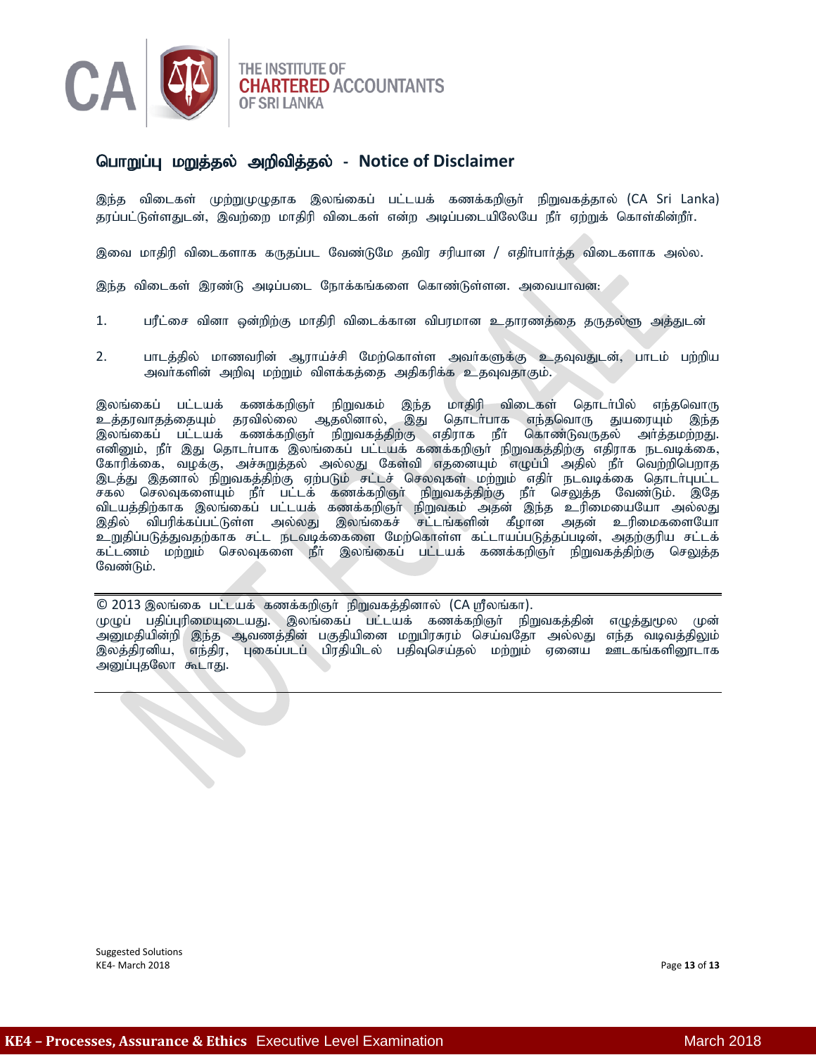## பொறுப்பு மறுத்தல் அறிவித்தல் - Notice of Disclaimer

இந்த விடைகள் முற்றுமுழுதாக இலங்கைப் பட்டயக் கணக்கறிஞர் நிறுவகத்தால் (CA Sri Lanka) தரப்பட்டுள்ளதுடன், இவற்றை மாதிரி விடைகள் என்ற அடிப்படையிலேயே நீர் ஏற்றுக் கொள்கின்றீர்.

இவை மாதிரி விடைகளாக கருதப்பட வேண்டுமே தவிர சரியான / எதிர்பார்த்த விடைகளாக அல்ல.

இந்த விடைகள் இரண்டு அடிப்படை நோக்கங்களை கொண்டுள்ளன. அவையாவன:

1. பரீட்சை வினா ஒன்றிற்கு மாதிரி விடைக்கான விபரமான உதாரணத்தை தருதலும் அத்துடன்

2. பாடத்தில் மாணவரின் ஆராய்ச்சி மேற்கொள்ள அவர்களுக்கு உதவுவதுடன், பாடம் பற்றிய அவர்களின் அறிவு மற்றும் விளக்கத்தை அதிகரிக்க உதவுவதாகும்.

இலங்கைப் பட்டயக் கணக்கறிஞர் நிறுவகம் இந்த மாதிரி விடைகள் தொடர்பில் எந்தவொரு உத்தரவாதத்தையும் தரவில்லை ஆதலினால், இது தொடர்பாக எந்தவொரு துயரையும் இந்த இலங்கைப் பட்டயக் கணக்கறிஞர் நிறுவகத்திற்கு எதிராக நீர் கொண்டுவருதல் அர்த்தமற்றது. எனினும், நீர் இது தொடர்பாக இலங்கைப் பட்டயக் கணக்கறிஞர் நிறுவகத்திற்கு எதிராக நடவடிக்கை, கோரிக்கை, வழக்கு, அச்சுறுத்தல் அல்லது கேள்வி எதனையும் எழுப்பி அதில் நீர் வெற்றிபெறாத இடத்து இதனால் நிறுவகத்திற்கு ஏற்படும் சட்டச் செலவுகள் மற்றும் எதிர் நடவடிக்கை தொடர்புபட்ட சகல செலவுகளையும் நீர் பட்டக் கணக்கறிஞர் நிறுவகத்திற்கு நீர் செலுத்த வேண்டும். இதே விடயத்திற்காக இலங்கைப் பட்டயக் கணக்கறிஞர் நிறுவகம் அதன் இந்த உரிமையையோ அல்லது இதில் விபரிக்கப்பட்டுள்ள அல்லது இலங்கைச் சட்டங்களின் கீழான அதன் உரிமைகளையோ உறுதிப்படுத்துவதற்காக சட்ட நடவடிக்கைகளை மேற்கொள்ள கட்டாயப்படுத்தப்படின், அதற்குரிய சட்டக் கட்டணம் மற்றும் செலவுகளை நீர் இலங்கைப் பட்டயக் கணக்கறிஞர் நிறுவகத்திற்கு செலுத்த வேண்டும்.

---

© 2013 இலங்கை பட்டயக் கணக்கறிஞர் நிறுவகத்தினால் (CA ஸ்ரீலங்கா).
முழுப் பதிப்புரிமையுடையது. இலங்கைப் பட்டயக் கணக்கறிஞர் நிறுவகத்தின் எழுத்துமூல முன் அனுமதியின்றி இந்த ஆவணத்தின் பகுதியினை மறுபிரசுரம் செய்வதோ அல்லது எந்த வடிவத்திலும் இலத்திரனிய, எந்திர, புகைப்படப் பிரதியிடல் பதிவுசெய்தல் மற்றும் ஏனைய ஊடகங்களினூடாக அனுப்புதலோ கூடாது.

---